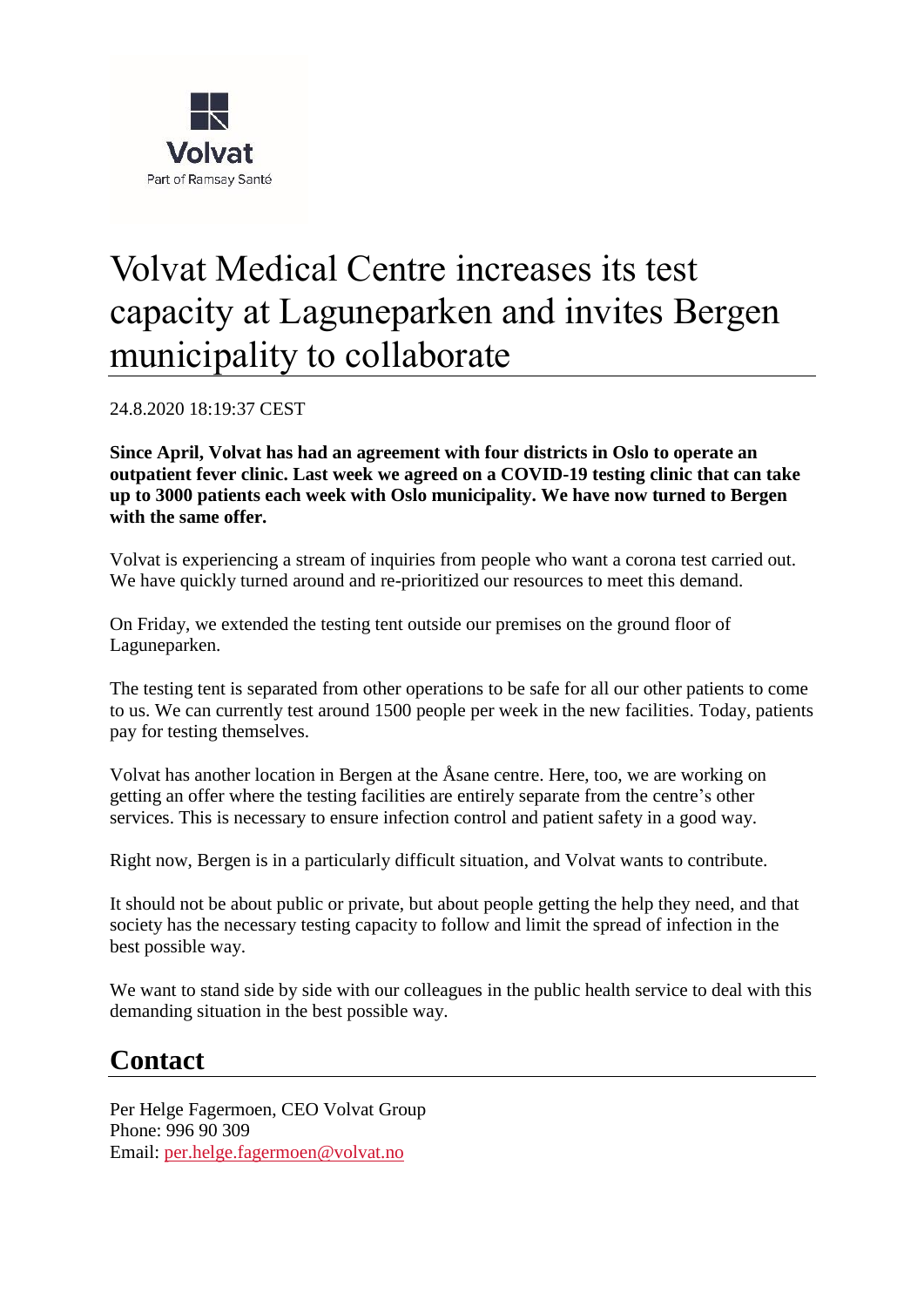Volvat

Part of Ramsay Santé

# Volvat Medical Centre increases its test capacity at Laguneparken and invites Bergen municipality to collaborate

24.8.2020 18:19:37 CEST

**Since April, Volvat has had an agreement with four districts in Oslo to operate an outpatient fever clinic. Last week we agreed on a COVID-19 testing clinic that can take up to 3000 patients each week with Oslo municipality. We have now turned to Bergen with the same offer.**

Volvat is experiencing a stream of inquiries from people who want a corona test carried out. We have quickly turned around and re-prioritized our resources to meet this demand.

On Friday, we extended the testing tent outside our premises on the ground floor of Laguneparken.

The testing tent is separated from other operations to be safe for all our other patients to come to us. We can currently test around 1500 people per week in the new facilities. Today, patients pay for testing themselves.

Volvat has another location in Bergen at the Åsane centre. Here, too, we are working on getting an offer where the testing facilities are entirely separate from the centre's other services. This is necessary to ensure infection control and patient safety in a good way.

Right now, Bergen is in a particularly difficult situation, and Volvat wants to contribute.

It should not be about public or private, but about people getting the help they need, and that society has the necessary testing capacity to follow and limit the spread of infection in the best possible way.

We want to stand side by side with our colleagues in the public health service to deal with this demanding situation in the best possible way.

## Contact

Per Helge Fagermoen, CEO Volvat Group
Phone: 996 90 309
Email: per.helge.fagermoen@volvat.no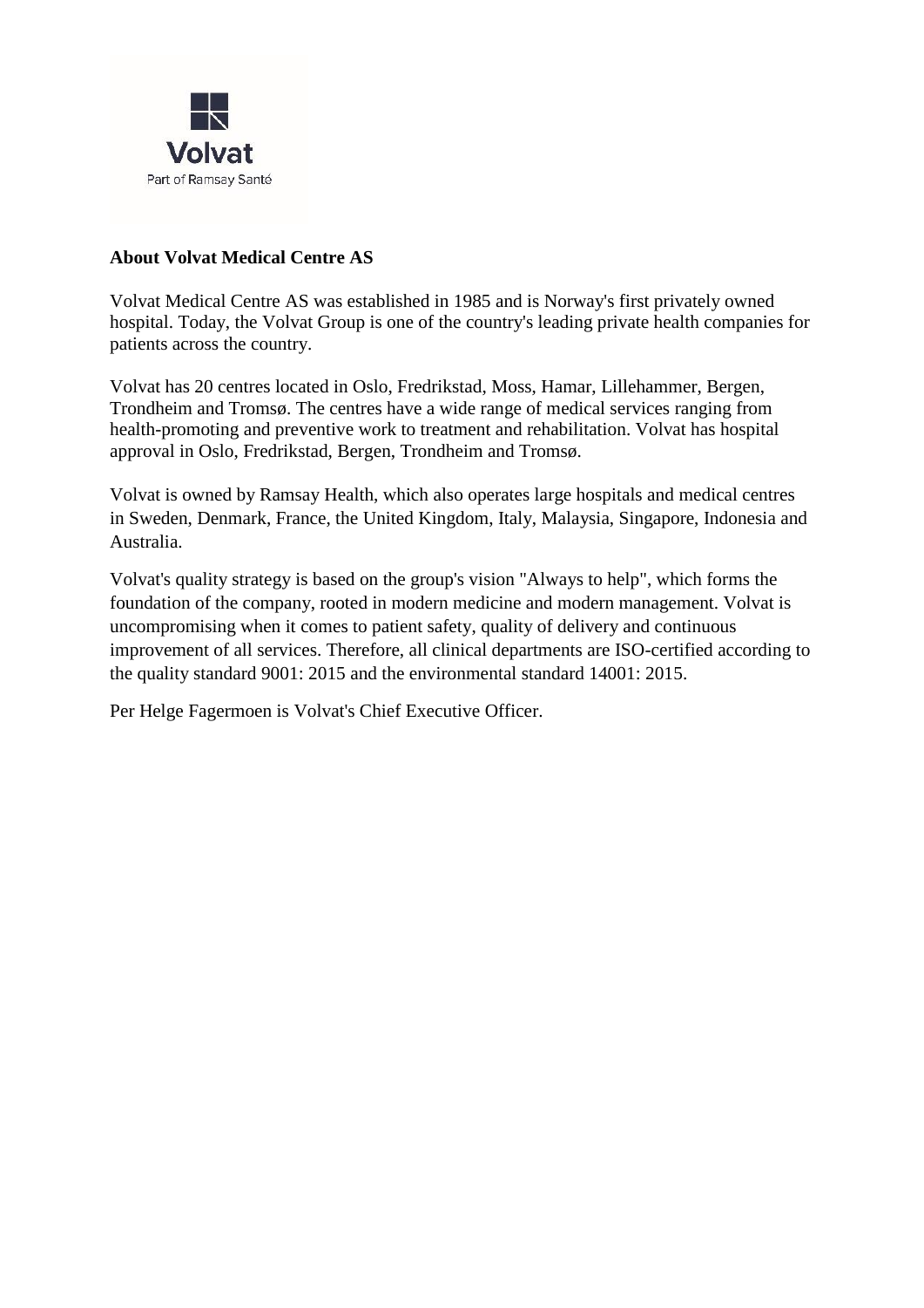**About Volvat Medical Centre AS**

Volvat Medical Centre AS was established in 1985 and is Norway's first privately owned hospital. Today, the Volvat Group is one of the country's leading private health companies for patients across the country.

Volvat has 20 centres located in Oslo, Fredrikstad, Moss, Hamar, Lillehammer, Bergen, Trondheim and Tromsø. The centres have a wide range of medical services ranging from health-promoting and preventive work to treatment and rehabilitation. Volvat has hospital approval in Oslo, Fredrikstad, Bergen, Trondheim and Tromsø.

Volvat is owned by Ramsay Health, which also operates large hospitals and medical centres in Sweden, Denmark, France, the United Kingdom, Italy, Malaysia, Singapore, Indonesia and Australia.

Volvat's quality strategy is based on the group's vision "Always to help", which forms the foundation of the company, rooted in modern medicine and modern management. Volvat is uncompromising when it comes to patient safety, quality of delivery and continuous improvement of all services. Therefore, all clinical departments are ISO-certified according to the quality standard 9001: 2015 and the environmental standard 14001: 2015.

Per Helge Fagermoen is Volvat's Chief Executive Officer.